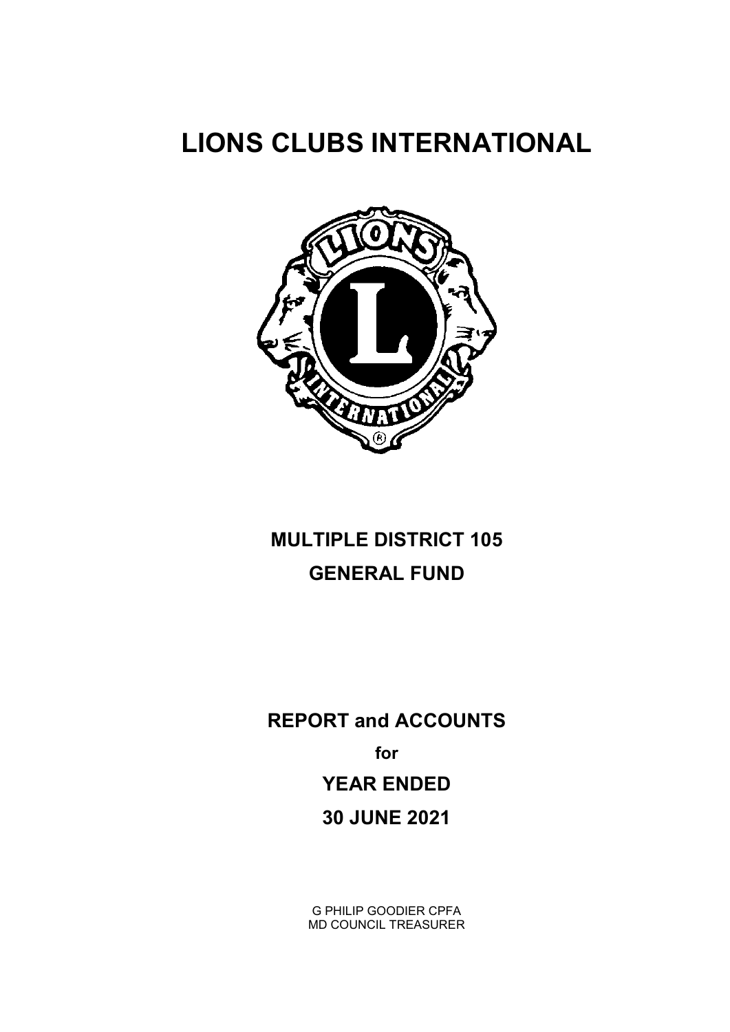# LIONS CLUBS INTERNATIONAL

## MULTIPLE DISTRICT 105

## GENERAL FUND

## REPORT and ACCOUNTS

**for**

## YEAR ENDED

## 30 JUNE 2021

G PHILIP GOODIER CPFA
MD COUNCIL TREASURER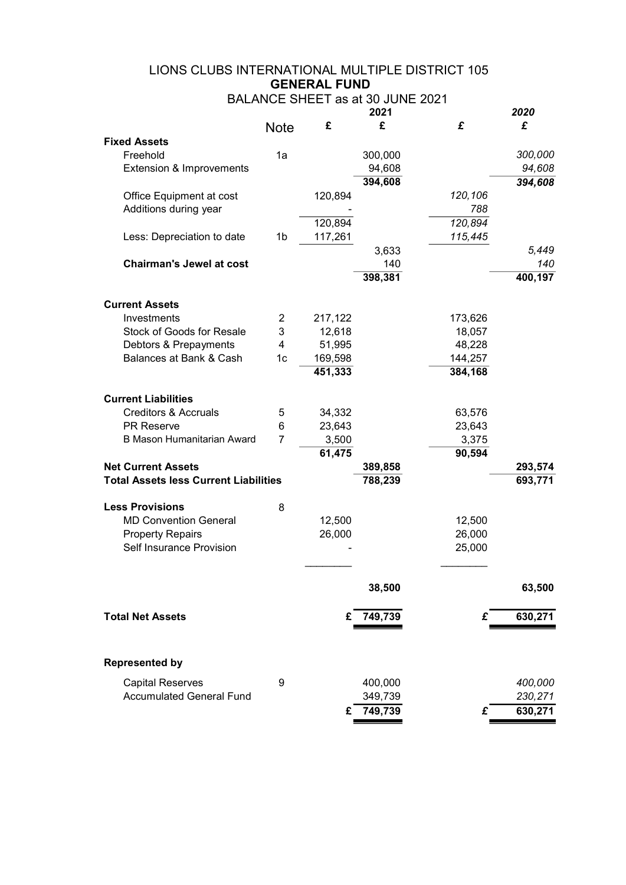# LIONS CLUBS INTERNATIONAL MULTIPLE DISTRICT 105

## GENERAL FUND

### BALANCE SHEET as at 30 JUNE 2021

| | Note | 2021 £ | 2021 £ | 2020 £ | 2020 £ |
|---|---|---|---|---|---|
| **Fixed Assets** | | | | | |
| Freehold | 1a | | 300,000 | | *300,000* |
| Extension & Improvements | | | 94,608 | | *94,608* |
| | | | **394,608** | | ***394,608*** |
| Office Equipment at cost | | 120,894 | | *120,106* | |
| Additions during year | | - | | *788* | |
| | | 120,894 | | *120,894* | |
| Less: Depreciation to date | 1b | 117,261 | | *115,445* | |
| | | | 3,633 | | *5,449* |
| **Chairman's Jewel at cost** | | | 140 | | *140* |
| | | | **398,381** | | **400,197** |
| **Current Assets** | | | | | |
| Investments | 2 | 217,122 | | 173,626 | |
| Stock of Goods for Resale | 3 | 12,618 | | 18,057 | |
| Debtors & Prepayments | 4 | 51,995 | | 48,228 | |
| Balances at Bank & Cash | 1c | 169,598 | | 144,257 | |
| | | **451,333** | | **384,168** | |
| **Current Liabilities** | | | | | |
| Creditors & Accruals | 5 | 34,332 | | 63,576 | |
| PR Reserve | 6 | 23,643 | | 23,643 | |
| B Mason Humanitarian Award | 7 | 3,500 | | 3,375 | |
| | | **61,475** | | **90,594** | |
| **Net Current Assets** | | | **389,858** | | **293,574** |
| **Total Assets less Current Liabilities** | | | **788,239** | | **693,771** |
| **Less Provisions** | 8 | | | | |
| MD Convention General | | 12,500 | | 12,500 | |
| Property Repairs | | 26,000 | | 26,000 | |
| Self Insurance Provision | | - | | 25,000 | |
| | | | **38,500** | | **63,500** |
| **Total Net Assets** | | £ | **749,739** | £ | **630,271** |
| **Represented by** | | | | | |
| Capital Reserves | 9 | | 400,000 | | *400,000* |
| Accumulated General Fund | | | 349,739 | | *230,271* |
| | | £ | **749,739** | £ | **630,271** |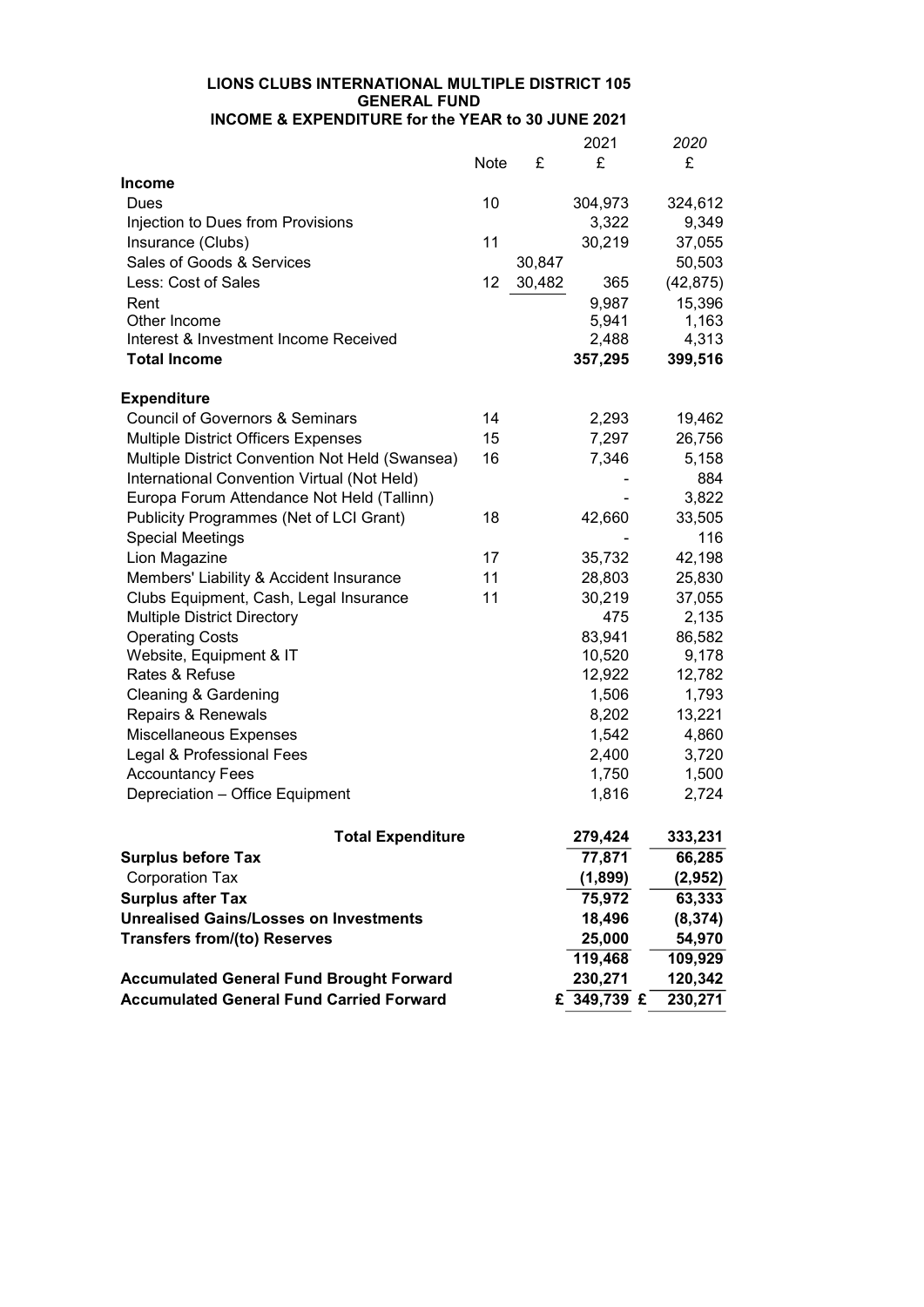**LIONS CLUBS INTERNATIONAL MULTIPLE DISTRICT 105**
**GENERAL FUND**
**INCOME & EXPENDITURE for the YEAR to 30 JUNE 2021**

| | Note | £ | 2021 £ | *2020* £ |
|---|---|---|---|---|
| **Income** | | | | |
| Dues | 10 | | 304,973 | 324,612 |
| Injection to Dues from Provisions | | | 3,322 | 9,349 |
| Insurance (Clubs) | 11 | | 30,219 | 37,055 |
| Sales of Goods & Services | | 30,847 | | 50,503 |
| Less: Cost of Sales | 12 | 30,482 | 365 | (42,875) |
| Rent | | | 9,987 | 15,396 |
| Other Income | | | 5,941 | 1,163 |
| Interest & Investment Income Received | | | 2,488 | 4,313 |
| **Total Income** | | | **357,295** | **399,516** |
| **Expenditure** | | | | |
| Council of Governors & Seminars | 14 | | 2,293 | 19,462 |
| Multiple District Officers Expenses | 15 | | 7,297 | 26,756 |
| Multiple District Convention Not Held (Swansea) | 16 | | 7,346 | 5,158 |
| International Convention Virtual (Not Held) | | | - | 884 |
| Europa Forum Attendance Not Held (Tallinn) | | | - | 3,822 |
| Publicity Programmes (Net of LCI Grant) | 18 | | 42,660 | 33,505 |
| Special Meetings | | | - | 116 |
| Lion Magazine | 17 | | 35,732 | 42,198 |
| Members' Liability & Accident Insurance | 11 | | 28,803 | 25,830 |
| Clubs Equipment, Cash, Legal Insurance | 11 | | 30,219 | 37,055 |
| Multiple District Directory | | | 475 | 2,135 |
| Operating Costs | | | 83,941 | 86,582 |
| Website, Equipment & IT | | | 10,520 | 9,178 |
| Rates & Refuse | | | 12,922 | 12,782 |
| Cleaning & Gardening | | | 1,506 | 1,793 |
| Repairs & Renewals | | | 8,202 | 13,221 |
| Miscellaneous Expenses | | | 1,542 | 4,860 |
| Legal & Professional Fees | | | 2,400 | 3,720 |
| Accountancy Fees | | | 1,750 | 1,500 |
| Depreciation – Office Equipment | | | 1,816 | 2,724 |
| **Total Expenditure** | | | **279,424** | **333,231** |
| **Surplus before Tax** | | | **77,871** | **66,285** |
| Corporation Tax | | | **(1,899)** | **(2,952)** |
| **Surplus after Tax** | | | **75,972** | **63,333** |
| **Unrealised Gains/Losses on Investments** | | | **18,496** | **(8,374)** |
| **Transfers from/(to) Reserves** | | | **25,000** | **54,970** |
| | | | **119,468** | **109,929** |
| **Accumulated General Fund Brought Forward** | | | **230,271** | **120,342** |
| **Accumulated General Fund Carried Forward** | | | **£ 349,739** | **£ 230,271** |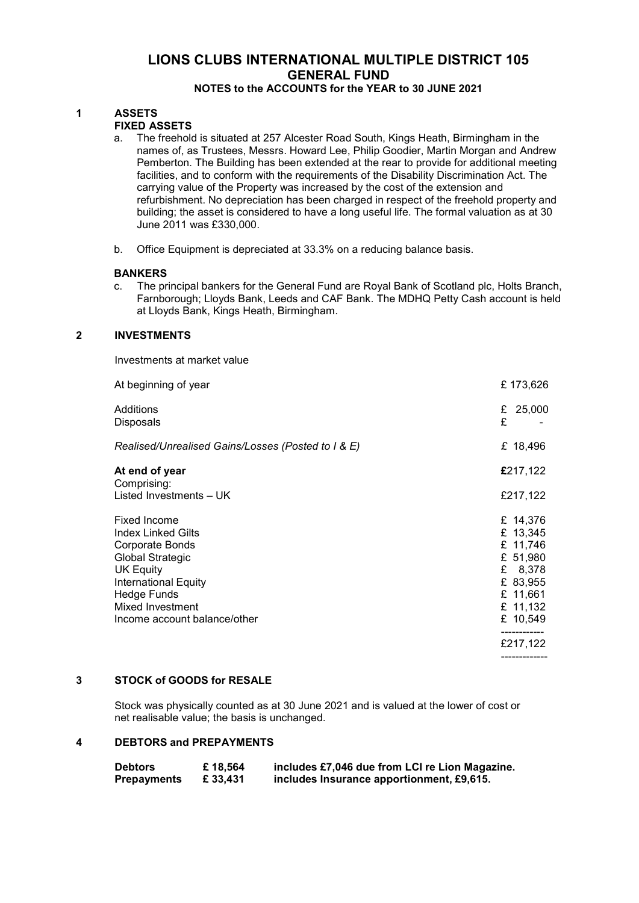# LIONS CLUBS INTERNATIONAL MULTIPLE DISTRICT 105
## GENERAL FUND
### NOTES to the ACCOUNTS for the YEAR to 30 JUNE 2021

## 1 ASSETS

### FIXED ASSETS

a. The freehold is situated at 257 Alcester Road South, Kings Heath, Birmingham in the names of, as Trustees, Messrs. Howard Lee, Philip Goodier, Martin Morgan and Andrew Pemberton. The Building has been extended at the rear to provide for additional meeting facilities, and to conform with the requirements of the Disability Discrimination Act. The carrying value of the Property was increased by the cost of the extension and refurbishment. No depreciation has been charged in respect of the freehold property and building; the asset is considered to have a long useful life. The formal valuation as at 30 June 2011 was £330,000.

b. Office Equipment is depreciated at 33.3% on a reducing balance basis.

### BANKERS

c. The principal bankers for the General Fund are Royal Bank of Scotland plc, Holts Branch, Farnborough; Lloyds Bank, Leeds and CAF Bank. The MDHQ Petty Cash account is held at Lloyds Bank, Kings Heath, Birmingham.

## 2 INVESTMENTS

Investments at market value

| | |
|---|---|
| At beginning of year | £ 173,626 |
| Additions | £ 25,000 |
| Disposals | £ - |
| *Realised/Unrealised Gains/Losses (Posted to I & E)* | £ 18,496 |
| **At end of year** | **£**217,122 |
| Comprising: | |
| Listed Investments – UK | £217,122 |
| Fixed Income | £ 14,376 |
| Index Linked Gilts | £ 13,345 |
| Corporate Bonds | £ 11,746 |
| Global Strategic | £ 51,980 |
| UK Equity | £ 8,378 |
| International Equity | £ 83,955 |
| Hedge Funds | £ 11,661 |
| Mixed Investment | £ 11,132 |
| Income account balance/other | £ 10,549 |
| | £217,122 |

## 3 STOCK of GOODS for RESALE

Stock was physically counted as at 30 June 2021 and is valued at the lower of cost or net realisable value; the basis is unchanged.

## 4 DEBTORS and PREPAYMENTS

| | | |
|---|---|---|
| **Debtors** | **£ 18,564** | **includes £7,046 due from LCI re Lion Magazine.** |
| **Prepayments** | **£ 33,431** | **includes Insurance apportionment, £9,615.** |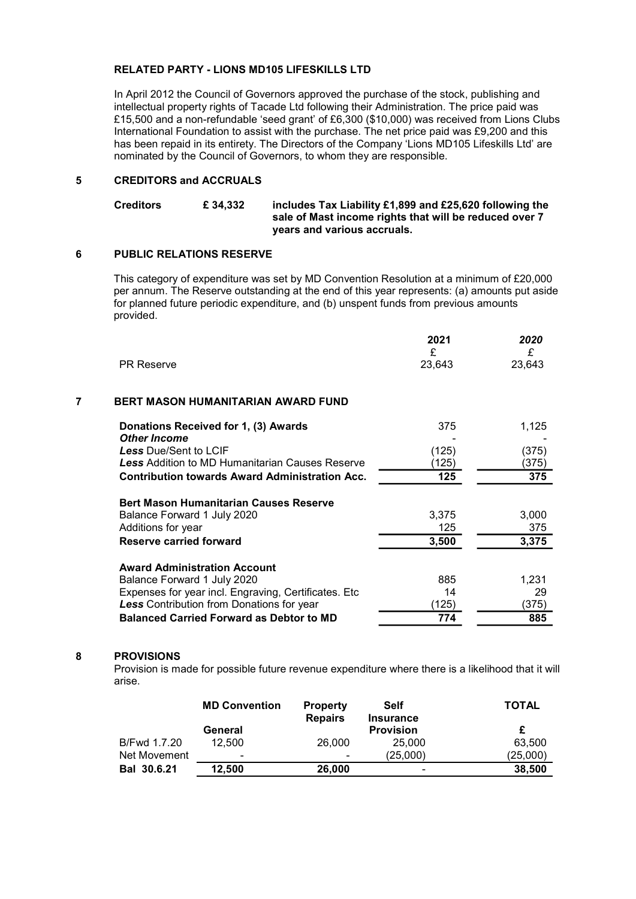**RELATED PARTY - LIONS MD105 LIFESKILLS LTD**

In April 2012 the Council of Governors approved the purchase of the stock, publishing and intellectual property rights of Tacade Ltd following their Administration. The price paid was £15,500 and a non-refundable 'seed grant' of £6,300 ($10,000) was received from Lions Clubs International Foundation to assist with the purchase. The net price paid was £9,200 and this has been repaid in its entirety. The Directors of the Company 'Lions MD105 Lifeskills Ltd' are nominated by the Council of Governors, to whom they are responsible.

## 5 CREDITORS and ACCRUALS

**Creditors £ 34,332 includes Tax Liability £1,899 and £25,620 following the sale of Mast income rights that will be reduced over 7 years and various accruals.**

## 6 PUBLIC RELATIONS RESERVE

This category of expenditure was set by MD Convention Resolution at a minimum of £20,000 per annum. The Reserve outstanding at the end of this year represents: (a) amounts put aside for planned future periodic expenditure, and (b) unspent funds from previous amounts provided.

| | 2021 | *2020* |
|---|---|---|
| | £ | £ |
| PR Reserve | 23,643 | 23,643 |

## 7 BERT MASON HUMANITARIAN AWARD FUND

| | | |
|---|---|---|
| **Donations Received for 1, (3) Awards** | 375 | 1,125 |
| ***Other Income*** | - | - |
| ***Less*** Due/Sent to LCIF | (125) | (375) |
| ***Less*** Addition to MD Humanitarian Causes Reserve | (125) | (375) |
| **Contribution towards Award Administration Acc.** | **125** | **375** |
| | | |
| **Bert Mason Humanitarian Causes Reserve** | | |
| Balance Forward 1 July 2020 | 3,375 | 3,000 |
| Additions for year | 125 | 375 |
| **Reserve carried forward** | **3,500** | **3,375** |
| | | |
| **Award Administration Account** | | |
| Balance Forward 1 July 2020 | 885 | 1,231 |
| Expenses for year incl. Engraving, Certificates. Etc | 14 | 29 |
| ***Less*** Contribution from Donations for year | (125) | (375) |
| **Balanced Carried Forward as Debtor to MD** | **774** | **885** |

## 8 PROVISIONS

Provision is made for possible future revenue expenditure where there is a likelihood that it will arise.

| | **MD Convention General** | **Property Repairs** | **Self Insurance Provision** | **TOTAL £** |
|---|---|---|---|---|
| B/Fwd 1.7.20 | 12,500 | 26,000 | 25,000 | 63,500 |
| Net Movement | - | - | (25,000) | (25,000) |
| **Bal 30.6.21** | **12,500** | **26,000** | - | **38,500** |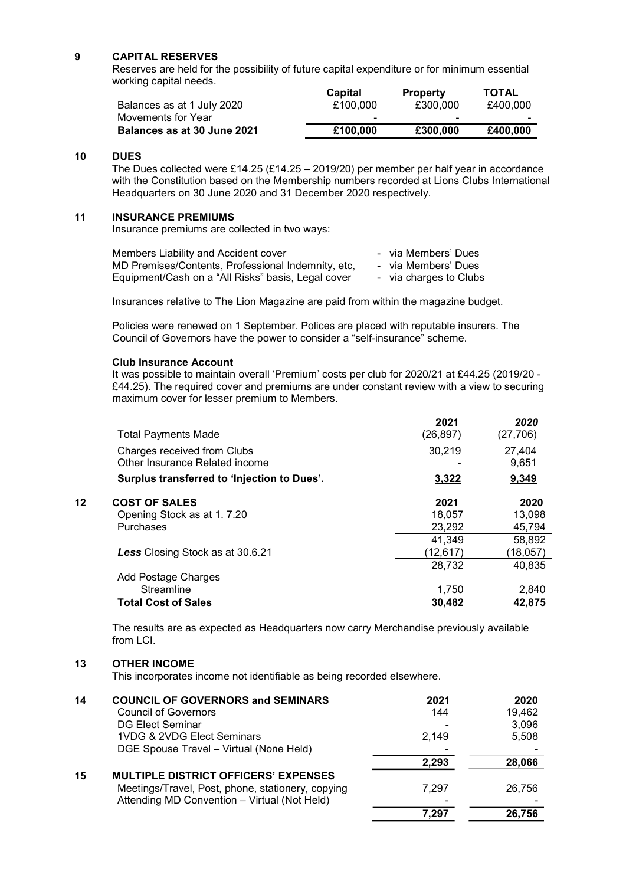## 9 CAPITAL RESERVES

Reserves are held for the possibility of future capital expenditure or for minimum essential working capital needs.

| | Capital | Property | TOTAL |
|---|---|---|---|
| Balances as at 1 July 2020 | £100,000 | £300,000 | £400,000 |
| Movements for Year | - | - | - |
| **Balances as at 30 June 2021** | **£100,000** | **£300,000** | **£400,000** |

## 10 DUES

The Dues collected were £14.25 (£14.25 – 2019/20) per member per half year in accordance with the Constitution based on the Membership numbers recorded at Lions Clubs International Headquarters on 30 June 2020 and 31 December 2020 respectively.

## 11 INSURANCE PREMIUMS

Insurance premiums are collected in two ways:

| | |
|---|---|
| Members Liability and Accident cover | - via Members' Dues |
| MD Premises/Contents, Professional Indemnity, etc, | - via Members' Dues |
| Equipment/Cash on a "All Risks" basis, Legal cover | - via charges to Clubs |

Insurances relative to The Lion Magazine are paid from within the magazine budget.

Policies were renewed on 1 September. Polices are placed with reputable insurers. The Council of Governors have the power to consider a "self-insurance" scheme.

**Club Insurance Account**

It was possible to maintain overall 'Premium' costs per club for 2020/21 at £44.25 (2019/20 - £44.25). The required cover and premiums are under constant review with a view to securing maximum cover for lesser premium to Members.

| | 2021 | *2020* |
|---|---|---|
| Total Payments Made | (26,897) | (27,706) |
| Charges received from Clubs | 30,219 | 27,404 |
| Other Insurance Related income | - | 9,651 |
| **Surplus transferred to 'Injection to Dues'.** | **3,322** | **9,349** |

## 12 COST OF SALES

| | 2021 | 2020 |
|---|---|---|
| Opening Stock as at 1. 7.20 | 18,057 | 13,098 |
| Purchases | 23,292 | 45,794 |
| | 41,349 | 58,892 |
| ***Less*** Closing Stock as at 30.6.21 | (12,617) | (18,057) |
| | 28,732 | 40,835 |
| Add Postage Charges | | |
| Streamline | 1,750 | 2,840 |
| **Total Cost of Sales** | **30,482** | **42,875** |

The results are as expected as Headquarters now carry Merchandise previously available from LCI.

## 13 OTHER INCOME

This incorporates income not identifiable as being recorded elsewhere.

## 14 COUNCIL OF GOVERNORS and SEMINARS

| | 2021 | 2020 |
|---|---|---|
| Council of Governors | 144 | 19,462 |
| DG Elect Seminar | - | 3,096 |
| 1VDG & 2VDG Elect Seminars | 2,149 | 5,508 |
| DGE Spouse Travel – Virtual (None Held) | - | - |
| | 2,293 | 28,066 |

## 15 MULTIPLE DISTRICT OFFICERS' EXPENSES

| | 2021 | 2020 |
|---|---|---|
| Meetings/Travel, Post, phone, stationery, copying | 7,297 | 26,756 |
| Attending MD Convention – Virtual (Not Held) | - | - |
| | 7,297 | 26,756 |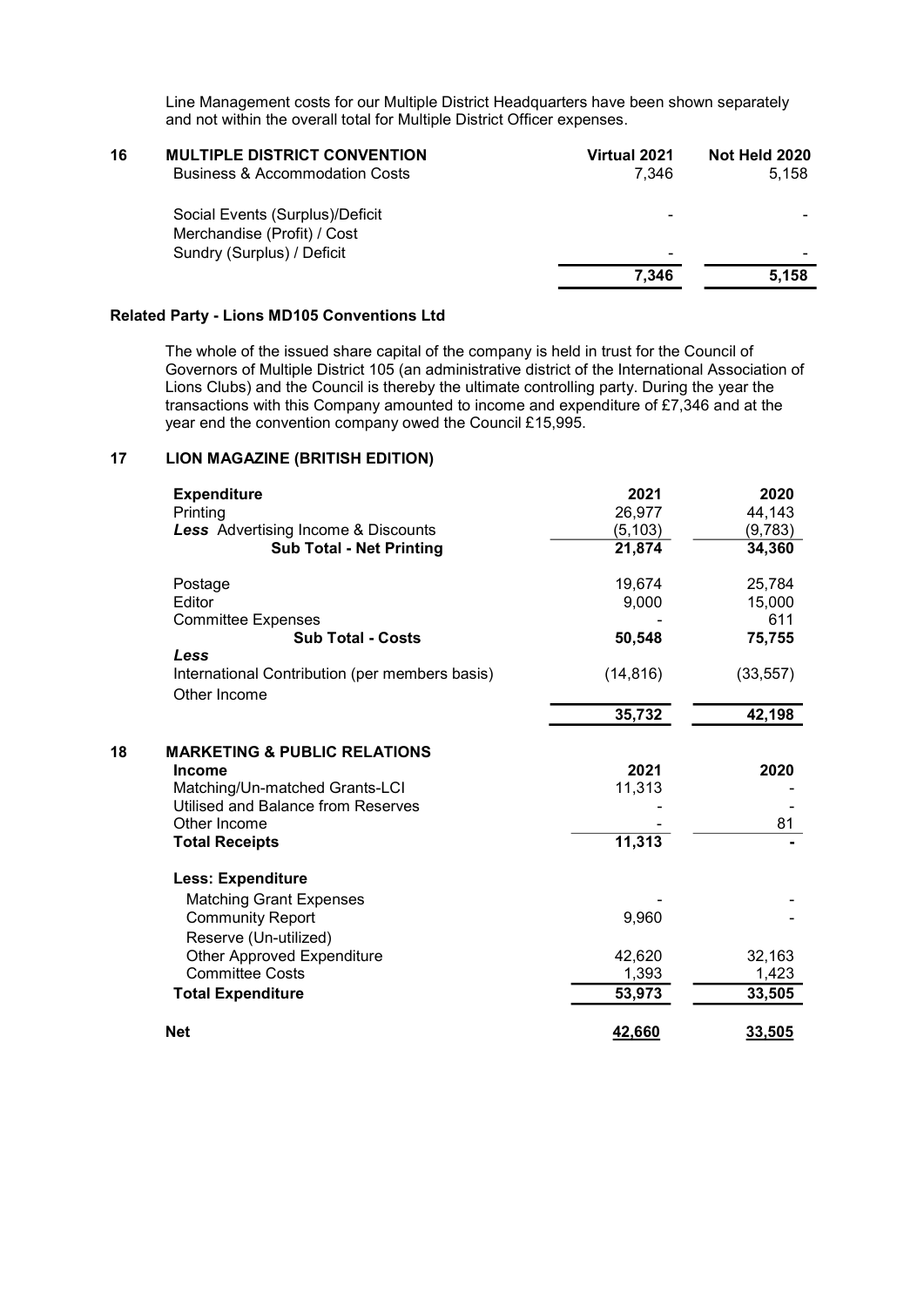Line Management costs for our Multiple District Headquarters have been shown separately and not within the overall total for Multiple District Officer expenses.

## 16 MULTIPLE DISTRICT CONVENTION

| | Virtual 2021 | Not Held 2020 |
|---|---|---|
| Business & Accommodation Costs | 7,346 | 5,158 |
| Social Events (Surplus)/Deficit | - | - |
| Merchandise (Profit) / Cost | | |
| Sundry (Surplus) / Deficit | - | - |
| | **7,346** | **5,158** |

### Related Party - Lions MD105 Conventions Ltd

The whole of the issued share capital of the company is held in trust for the Council of Governors of Multiple District 105 (an administrative district of the International Association of Lions Clubs) and the Council is thereby the ultimate controlling party. During the year the transactions with this Company amounted to income and expenditure of £7,346 and at the year end the convention company owed the Council £15,995.

## 17 LION MAGAZINE (BRITISH EDITION)

| **Expenditure** | **2021** | **2020** |
|---|---|---|
| Printing | 26,977 | 44,143 |
| ***Less*** Advertising Income & Discounts | (5,103) | (9,783) |
| **Sub Total - Net Printing** | **21,874** | **34,360** |
| Postage | 19,674 | 25,784 |
| Editor | 9,000 | 15,000 |
| Committee Expenses | - | 611 |
| **Sub Total - Costs** | **50,548** | **75,755** |
| ***Less*** | | |
| International Contribution (per members basis) | (14,816) | (33,557) |
| Other Income | | |
| | **35,732** | **42,198** |

## 18 MARKETING & PUBLIC RELATIONS

| **Income** | **2021** | **2020** |
|---|---|---|
| Matching/Un-matched Grants-LCI | 11,313 | - |
| Utilised and Balance from Reserves | - | - |
| Other Income | - | 81 |
| **Total Receipts** | **11,313** | **-** |
| **Less: Expenditure** | | |
| Matching Grant Expenses | - | - |
| Community Report | 9,960 | - |
| Reserve (Un-utilized) | | |
| Other Approved Expenditure | 42,620 | 32,163 |
| Committee Costs | 1,393 | 1,423 |
| **Total Expenditure** | **53,973** | **33,505** |
| **Net** | **42,660** | **33,505** |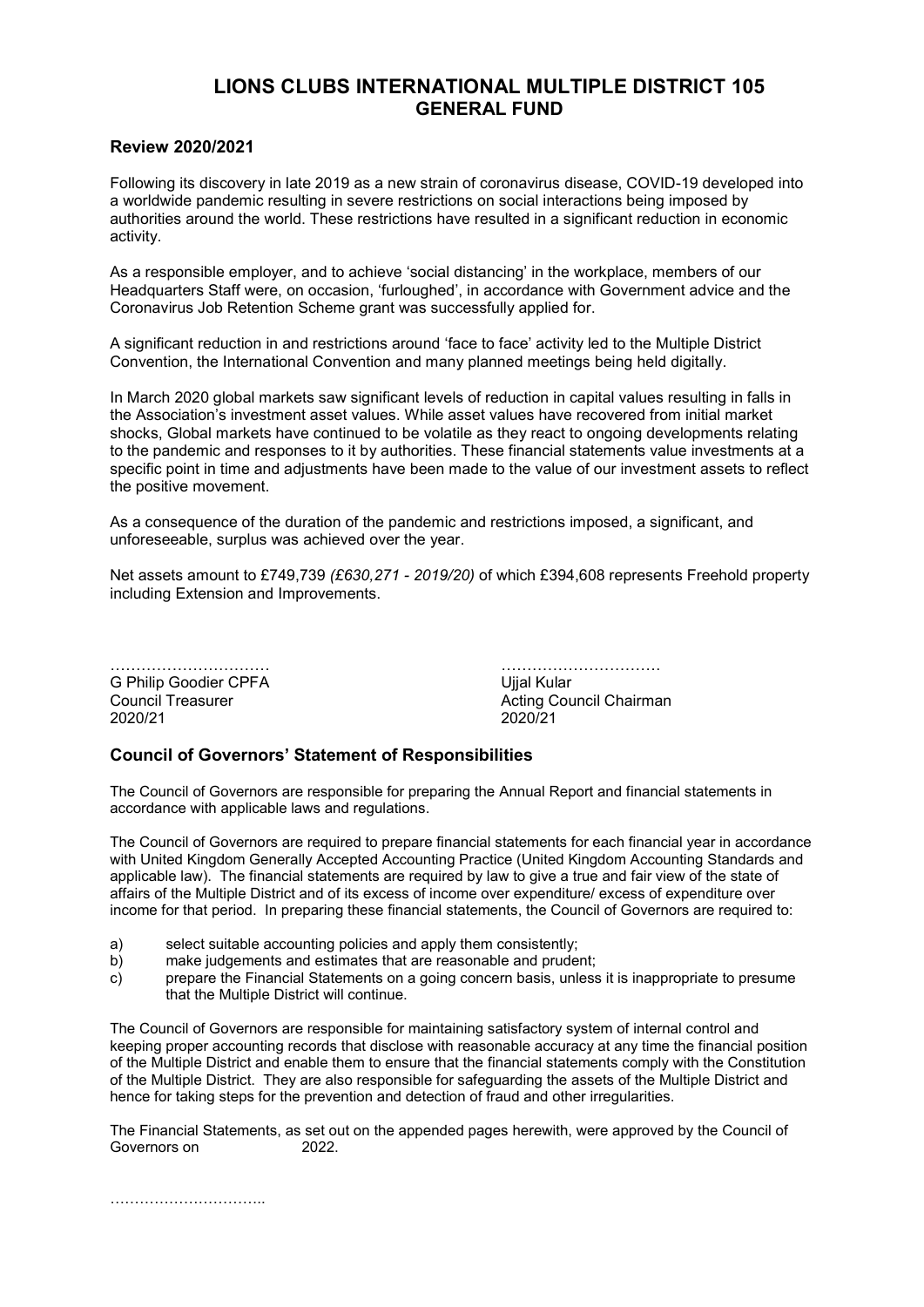# LIONS CLUBS INTERNATIONAL MULTIPLE DISTRICT 105
## GENERAL FUND

### Review 2020/2021

Following its discovery in late 2019 as a new strain of coronavirus disease, COVID-19 developed into a worldwide pandemic resulting in severe restrictions on social interactions being imposed by authorities around the world. These restrictions have resulted in a significant reduction in economic activity.

As a responsible employer, and to achieve 'social distancing' in the workplace, members of our Headquarters Staff were, on occasion, 'furloughed', in accordance with Government advice and the Coronavirus Job Retention Scheme grant was successfully applied for.

A significant reduction in and restrictions around 'face to face' activity led to the Multiple District Convention, the International Convention and many planned meetings being held digitally.

In March 2020 global markets saw significant levels of reduction in capital values resulting in falls in the Association's investment asset values. While asset values have recovered from initial market shocks, Global markets have continued to be volatile as they react to ongoing developments relating to the pandemic and responses to it by authorities. These financial statements value investments at a specific point in time and adjustments have been made to the value of our investment assets to reflect the positive movement.

As a consequence of the duration of the pandemic and restrictions imposed, a significant, and unforeseeable, surplus was achieved over the year.

Net assets amount to £749,739 *(£630,271 - 2019/20)* of which £394,608 represents Freehold property including Extension and Improvements.

…………………………
G Philip Goodier CPFA
Council Treasurer
2020/21

…………………………
Ujjal Kular
Acting Council Chairman
2020/21

### Council of Governors' Statement of Responsibilities

The Council of Governors are responsible for preparing the Annual Report and financial statements in accordance with applicable laws and regulations.

The Council of Governors are required to prepare financial statements for each financial year in accordance with United Kingdom Generally Accepted Accounting Practice (United Kingdom Accounting Standards and applicable law). The financial statements are required by law to give a true and fair view of the state of affairs of the Multiple District and of its excess of income over expenditure/ excess of expenditure over income for that period. In preparing these financial statements, the Council of Governors are required to:

a) select suitable accounting policies and apply them consistently;
b) make judgements and estimates that are reasonable and prudent;
c) prepare the Financial Statements on a going concern basis, unless it is inappropriate to presume that the Multiple District will continue.

The Council of Governors are responsible for maintaining satisfactory system of internal control and keeping proper accounting records that disclose with reasonable accuracy at any time the financial position of the Multiple District and enable them to ensure that the financial statements comply with the Constitution of the Multiple District. They are also responsible for safeguarding the assets of the Multiple District and hence for taking steps for the prevention and detection of fraud and other irregularities.

The Financial Statements, as set out on the appended pages herewith, were approved by the Council of Governors on 2022.

…………………………..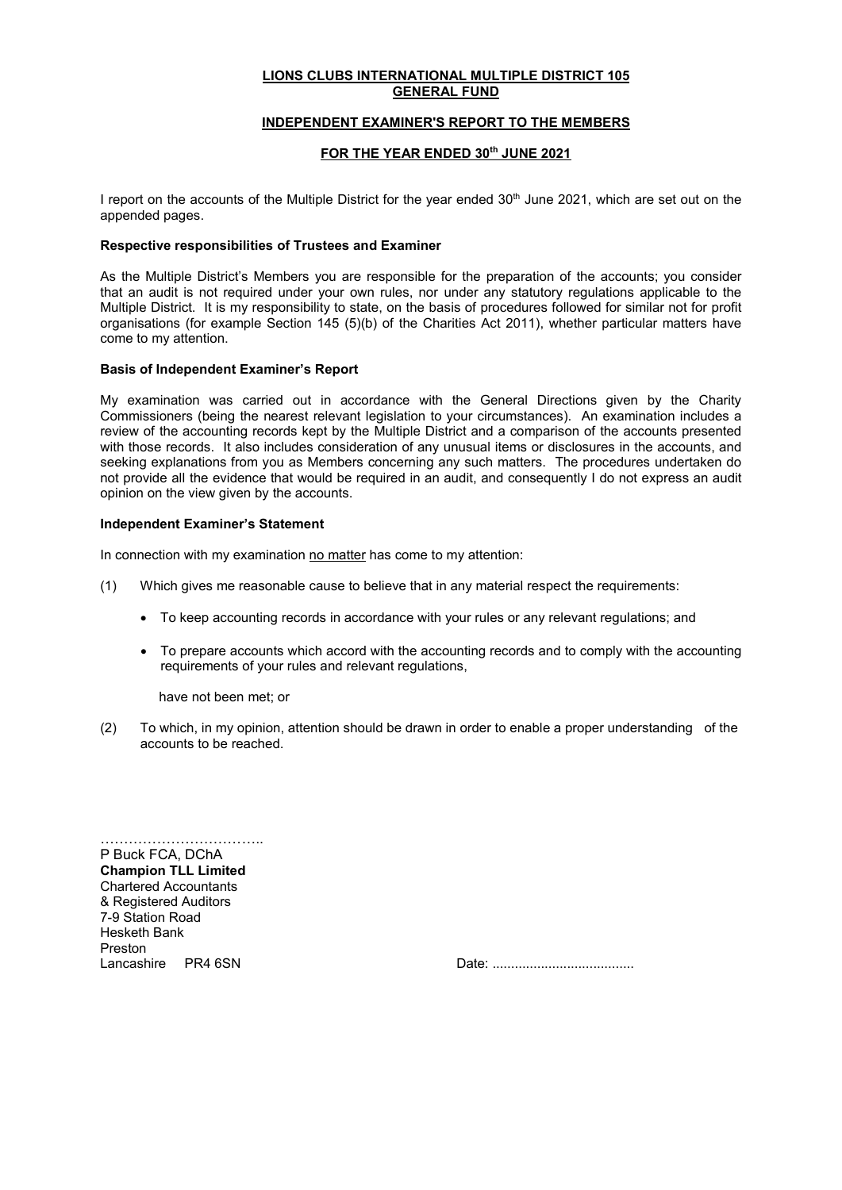**LIONS CLUBS INTERNATIONAL MULTIPLE DISTRICT 105**
**GENERAL FUND**

**INDEPENDENT EXAMINER'S REPORT TO THE MEMBERS**

**FOR THE YEAR ENDED 30th JUNE 2021**

I report on the accounts of the Multiple District for the year ended 30th June 2021, which are set out on the appended pages.

**Respective responsibilities of Trustees and Examiner**

As the Multiple District's Members you are responsible for the preparation of the accounts; you consider that an audit is not required under your own rules, nor under any statutory regulations applicable to the Multiple District. It is my responsibility to state, on the basis of procedures followed for similar not for profit organisations (for example Section 145 (5)(b) of the Charities Act 2011), whether particular matters have come to my attention.

**Basis of Independent Examiner's Report**

My examination was carried out in accordance with the General Directions given by the Charity Commissioners (being the nearest relevant legislation to your circumstances). An examination includes a review of the accounting records kept by the Multiple District and a comparison of the accounts presented with those records. It also includes consideration of any unusual items or disclosures in the accounts, and seeking explanations from you as Members concerning any such matters. The procedures undertaken do not provide all the evidence that would be required in an audit, and consequently I do not express an audit opinion on the view given by the accounts.

**Independent Examiner's Statement**

In connection with my examination no matter has come to my attention:

(1) Which gives me reasonable cause to believe that in any material respect the requirements:

- To keep accounting records in accordance with your rules or any relevant regulations; and
- To prepare accounts which accord with the accounting records and to comply with the accounting requirements of your rules and relevant regulations,

have not been met; or

(2) To which, in my opinion, attention should be drawn in order to enable a proper understanding of the accounts to be reached.

……………………………..
P Buck FCA, DChA
**Champion TLL Limited**
Chartered Accountants
& Registered Auditors
7-9 Station Road
Hesketh Bank
Preston
Lancashire PR4 6SN

Date: ......................................